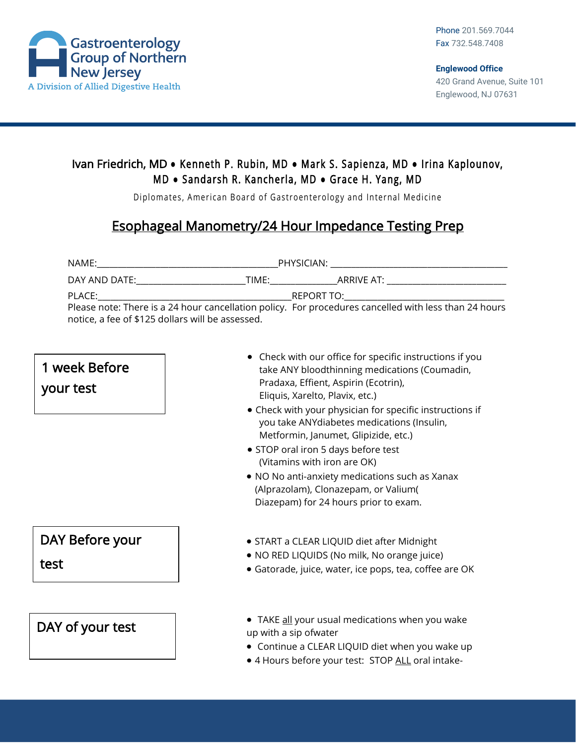Gastroenterology Group of Northern New Jersey
A Division of Allied Digestive Health

Phone 201.569.7044
Fax 732.548.7408

**Englewood Office**
420 Grand Avenue, Suite 101
Englewood, NJ 07631

Ivan Friedrich, MD • Kenneth P. Rubin, MD • Mark S. Sapienza, MD • Irina Kaplounov, MD • Sandarsh R. Kancherla, MD • Grace H. Yang, MD

Diplomates, American Board of Gastroenterology and Internal Medicine

# Esophageal Manometry/24 Hour Impedance Testing Prep

NAME:_______________________________________PHYSICIAN: ______________________________________

DAY AND DATE:________________________TIME:______________ARRIVE AT: ___________________________

PLACE:__________________________________________REPORT TO:____________________________________

Please note: There is a 24 hour cancellation policy. For procedures cancelled with less than 24 hours notice, a fee of $125 dollars will be assessed.

## 1 week Before your test

- Check with our office for specific instructions if you take ANY bloodthinning medications (Coumadin, Pradaxa, Effient, Aspirin (Ecotrin), Eliquis, Xarelto, Plavix, etc.)
- Check with your physician for specific instructions if you take ANYdiabetes medications (Insulin, Metformin, Janumet, Glipizide, etc.)
- STOP oral iron 5 days before test (Vitamins with iron are OK)
- NO No anti-anxiety medications such as Xanax (Alprazolam), Clonazepam, or Valium( Diazepam) for 24 hours prior to exam.

## DAY Before your test

- START a CLEAR LIQUID diet after Midnight
- NO RED LIQUIDS (No milk, No orange juice)
- Gatorade, juice, water, ice pops, tea, coffee are OK

## DAY of your test

- TAKE <u>all</u> your usual medications when you wake up with a sip ofwater
- Continue a CLEAR LIQUID diet when you wake up
- 4 Hours before your test: STOP <u>ALL</u> oral intake-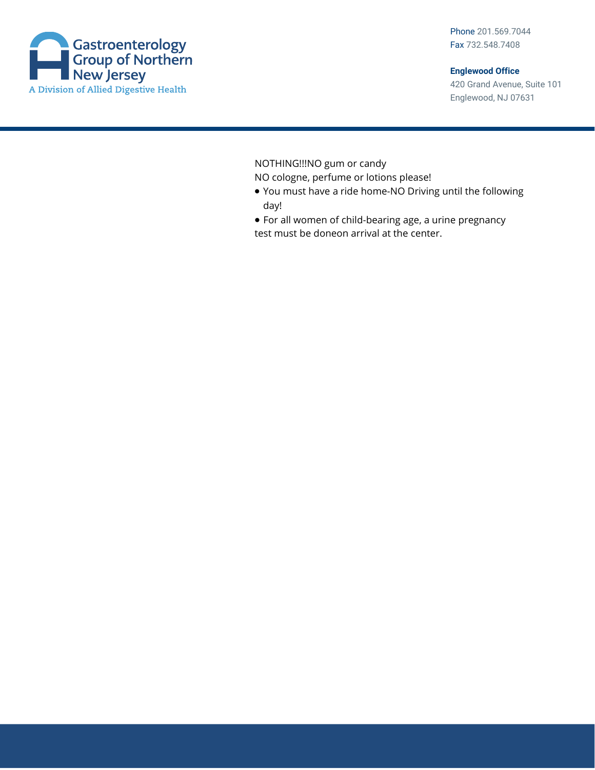NOTHING!!!NO gum or candy

NO cologne, perfume or lotions please!

- You must have a ride home-NO Driving until the following day!
- For all women of child-bearing age, a urine pregnancy test must be doneon arrival at the center.